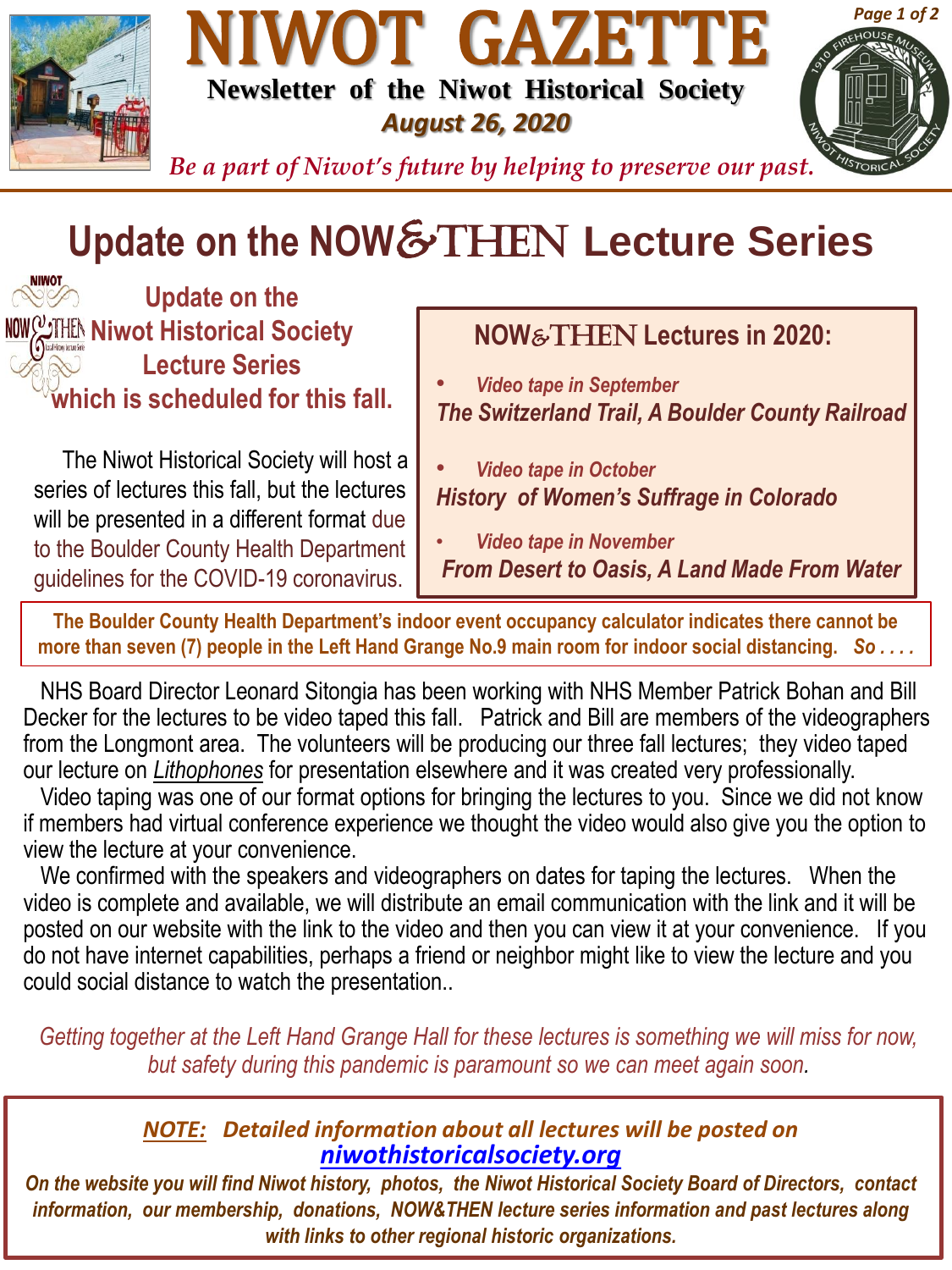# NIWOT GAZETTE

**Newsletter of the Niwot Historical Society**

***August 26, 2020***

*Be a part of Niwot's future by helping to preserve our past.*

## Update on the NOW&THEN Lecture Series

### Update on the Niwot Historical Society Lecture Series which is scheduled for this fall.

The Niwot Historical Society will host a series of lectures this fall, but the lectures will be presented in a different format due to the Boulder County Health Department guidelines for the COVID-19 coronavirus.

### NOW&THEN Lectures in 2020:

- *Video tape in September*
  ***The Switzerland Trail, A Boulder County Railroad***
- *Video tape in October*
  ***History of Women's Suffrage in Colorado***
- *Video tape in November*
  ***From Desert to Oasis, A Land Made From Water***

**The Boulder County Health Department's indoor event occupancy calculator indicates there cannot be more than seven (7) people in the Left Hand Grange No.9 main room for indoor social distancing.** ***So . . . .***

NHS Board Director Leonard Sitongia has been working with NHS Member Patrick Bohan and Bill Decker for the lectures to be video taped this fall. Patrick and Bill are members of the videographers from the Longmont area. The volunteers will be producing our three fall lectures; they video taped our lecture on *Lithophones* for presentation elsewhere and it was created very professionally.

Video taping was one of our format options for bringing the lectures to you. Since we did not know if members had virtual conference experience we thought the video would also give you the option to view the lecture at your convenience.

We confirmed with the speakers and videographers on dates for taping the lectures. When the video is complete and available, we will distribute an email communication with the link and it will be posted on our website with the link to the video and then you can view it at your convenience. If you do not have internet capabilities, perhaps a friend or neighbor might like to view the lecture and you could social distance to watch the presentation..

*Getting together at the Left Hand Grange Hall for these lectures is something we will miss for now, but safety during this pandemic is paramount so we can meet again soon.*

***NOTE:*** ***Detailed information about all lectures will be posted on [niwothistoricalsociety.org](niwothistoricalsociety.org)***

***On the website you will find Niwot history, photos, the Niwot Historical Society Board of Directors, contact information, our membership, donations, NOW&THEN lecture series information and past lectures along with links to other regional historic organizations.***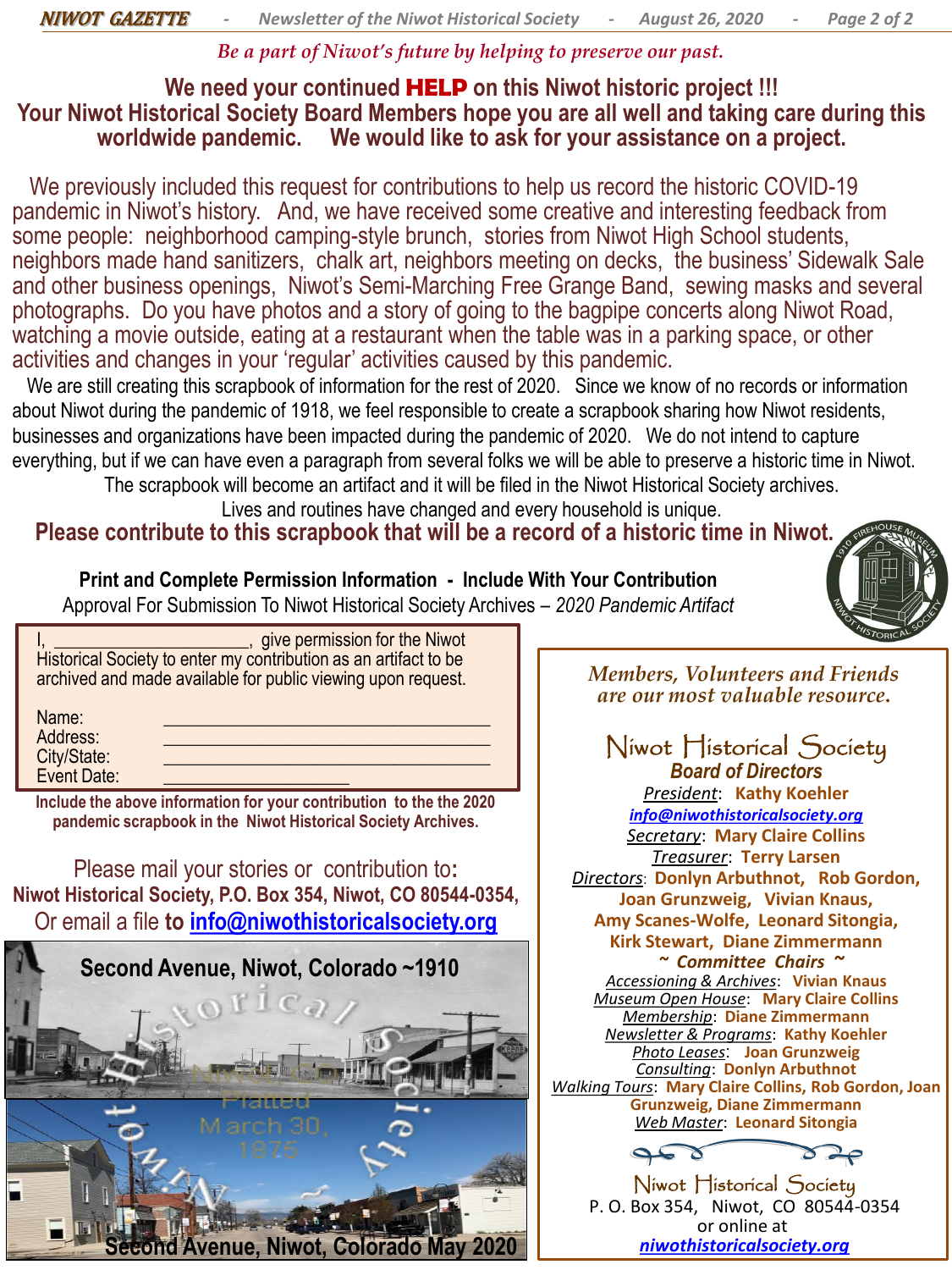*Be a part of Niwot's future by helping to preserve our past.*

## We need your continued HELP on this Niwot historic project !!!

## Your Niwot Historical Society Board Members hope you are all well and taking care during this worldwide pandemic. We would like to ask for your assistance on a project.

We previously included this request for contributions to help us record the historic COVID-19 pandemic in Niwot's history. And, we have received some creative and interesting feedback from some people: neighborhood camping-style brunch, stories from Niwot High School students, neighbors made hand sanitizers, chalk art, neighbors meeting on decks, the business' Sidewalk Sale and other business openings, Niwot's Semi-Marching Free Grange Band, sewing masks and several photographs. Do you have photos and a story of going to the bagpipe concerts along Niwot Road, watching a movie outside, eating at a restaurant when the table was in a parking space, or other activities and changes in your 'regular' activities caused by this pandemic.

We are still creating this scrapbook of information for the rest of 2020. Since we know of no records or information about Niwot during the pandemic of 1918, we feel responsible to create a scrapbook sharing how Niwot residents, businesses and organizations have been impacted during the pandemic of 2020. We do not intend to capture everything, but if we can have even a paragraph from several folks we will be able to preserve a historic time in Niwot.

The scrapbook will become an artifact and it will be filed in the Niwot Historical Society archives.

Lives and routines have changed and every household is unique.

**Please contribute to this scrapbook that will be a record of a historic time in Niwot.**

**Print and Complete Permission Information - Include With Your Contribution**

Approval For Submission To Niwot Historical Society Archives – *2020 Pandemic Artifact*

I, ______________________, give permission for the Niwot Historical Society to enter my contribution as an artifact to be archived and made available for public viewing upon request.

Name: ___________________________________
Address: ___________________________________
City/State: ___________________________________
Event Date: ____________________

**Include the above information for your contribution to the the 2020 pandemic scrapbook in the Niwot Historical Society Archives.**

Please mail your stories or contribution to:
**Niwot Historical Society, P.O. Box 354, Niwot, CO 80544-0354,**
Or email a file **to info@niwothistoricalsociety.org**

Second Avenue, Niwot, Colorado ~1910

Second Avenue, Niwot, Colorado May 2020

*Members, Volunteers and Friends are our most valuable resource.*

### Niwot Historical Society
***Board of Directors***

*President*: **Kathy Koehler**
***info@niwothistoricalsociety.org***
*Secretary*: **Mary Claire Collins**
*Treasurer*: **Terry Larsen**
*Directors*: **Donlyn Arbuthnot, Rob Gordon, Joan Grunzweig, Vivian Knaus, Amy Scanes-Wolfe, Leonard Sitongia, Kirk Stewart, Diane Zimmermann**

***~ Committee Chairs ~***

*Accessioning & Archives*: **Vivian Knaus**
*Museum Open House*: **Mary Claire Collins**
*Membership*: **Diane Zimmermann**
*Newsletter & Programs*: **Kathy Koehler**
*Photo Leases*: **Joan Grunzweig**
*Consulting*: **Donlyn Arbuthnot**
*Walking Tours*: **Mary Claire Collins, Rob Gordon, Joan Grunzweig, Diane Zimmermann**
*Web Master*: **Leonard Sitongia**

Niwot Historical Society
P. O. Box 354, Niwot, CO 80544-0354
or online at
***niwothistoricalsociety.org***